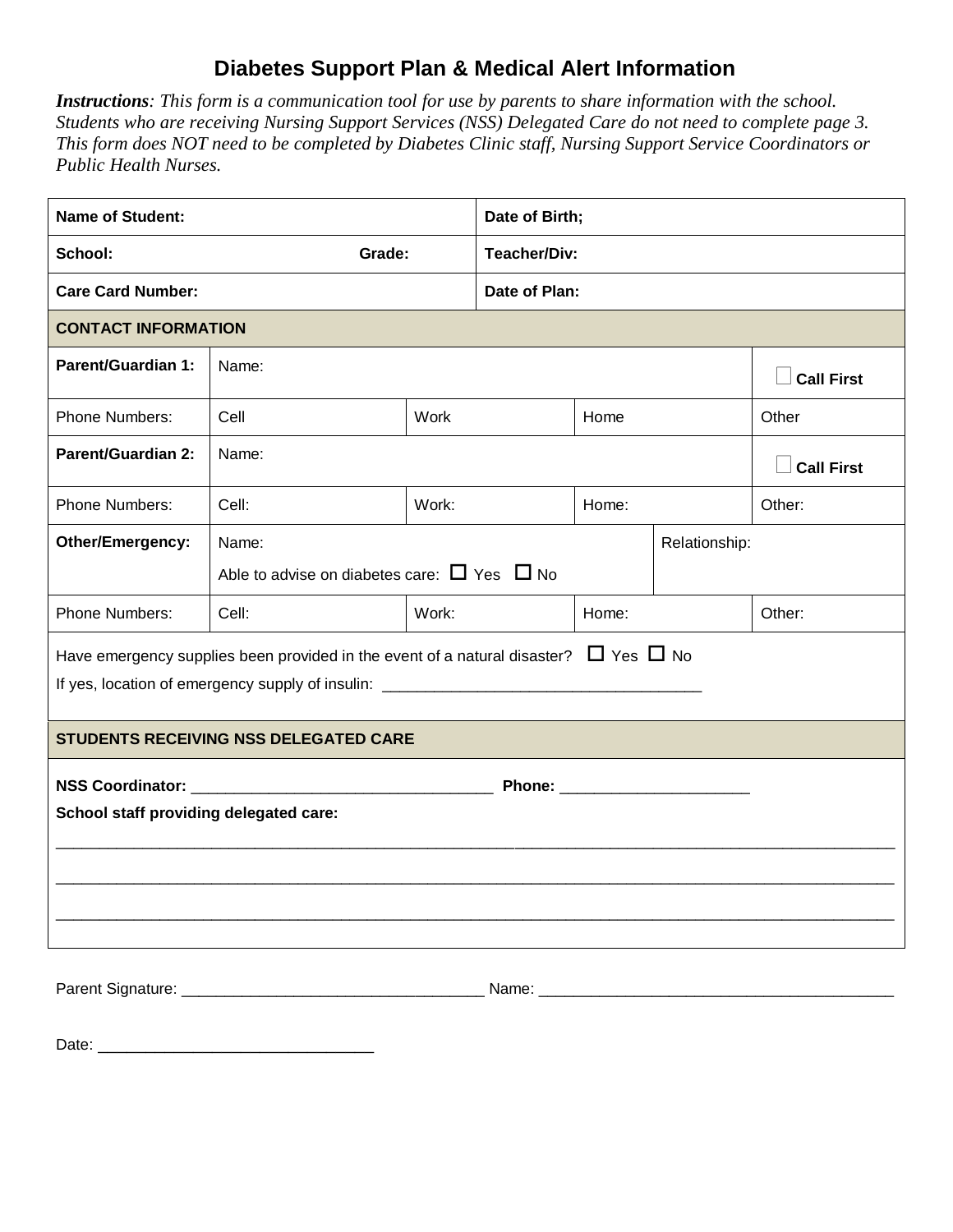# Diabetes Support Plan & Medical Alert Information

***Instructions**: This form is a communication tool for use by parents to share information with the school. Students who are receiving Nursing Support Services (NSS) Delegated Care do not need to complete page 3. This form does NOT need to be completed by Diabetes Clinic staff, Nursing Support Service Coordinators or Public Health Nurses.*

| **Name of Student:** | | **Date of Birth;** | |
|---|---|---|---|
| **School:** | **Grade:** | **Teacher/Div:** | |
| **Care Card Number:** | | **Date of Plan:** | |

| **CONTACT INFORMATION** | | | | |
|---|---|---|---|---|
| **Parent/Guardian 1:** | Name: | | | ☐ **Call First** |
| Phone Numbers: | Cell | Work | Home | Other |
| **Parent/Guardian 2:** | Name: | | | ☐ **Call First** |
| Phone Numbers: | Cell: | Work: | Home: | Other: |
| **Other/Emergency:** | Name: <br> Able to advise on diabetes care: ☐ Yes ☐ No | | Relationship: | |
| Phone Numbers: | Cell: | Work: | Home: | Other: |

Have emergency supplies been provided in the event of a natural disaster? ☐ Yes ☐ No

If yes, location of emergency supply of insulin: ____________________________________

**STUDENTS RECEIVING NSS DELEGATED CARE**

**NSS Coordinator:** __________________________________ **Phone:** _____________________

**School staff providing delegated care:**

_______________________________________________________________________________________________

_______________________________________________________________________________________________

_______________________________________________________________________________________________

Parent Signature: __________________________________ Name: ________________________________________

Date: _______________________________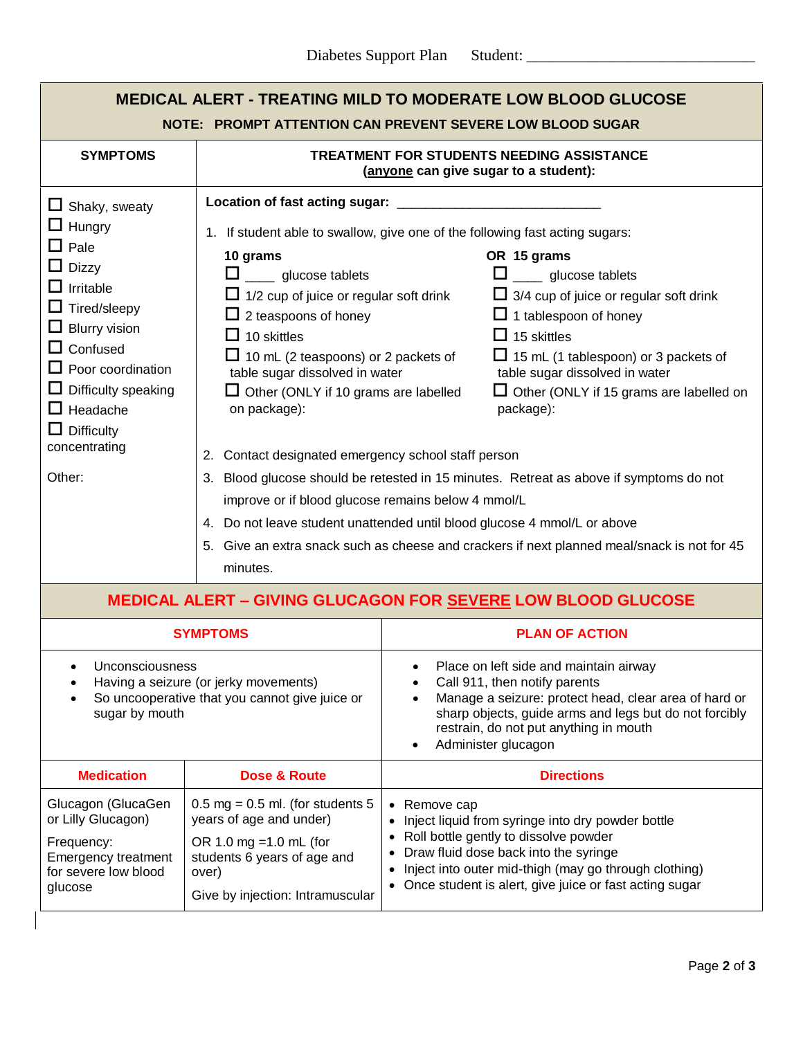Diabetes Support Plan    Student: ______________________________

## MEDICAL ALERT - TREATING MILD TO MODERATE LOW BLOOD GLUCOSE

**NOTE: PROMPT ATTENTION CAN PREVENT SEVERE LOW BLOOD SUGAR**

| SYMPTOMS | TREATMENT FOR STUDENTS NEEDING ASSISTANCE (anyone can give sugar to a student): |
|---|---|
| ☐ Shaky, sweaty<br>☐ Hungry<br>☐ Pale<br>☐ Dizzy<br>☐ Irritable<br>☐ Tired/sleepy<br>☐ Blurry vision<br>☐ Confused<br>☐ Poor coordination<br>☐ Difficulty speaking<br>☐ Headache<br>☐ Difficulty concentrating<br><br>Other: | **Location of fast acting sugar:** ____________________________<br><br>1. If student able to swallow, give one of the following fast acting sugars:<br><br>**10 grams**<br>☐ ____ glucose tablets<br>☐ 1/2 cup of juice or regular soft drink<br>☐ 2 teaspoons of honey<br>☐ 10 skittles<br>☐ 10 mL (2 teaspoons) or 2 packets of table sugar dissolved in water<br>☐ Other (ONLY if 10 grams are labelled on package):<br><br>**OR 15 grams**<br>☐ ____ glucose tablets<br>☐ 3/4 cup of juice or regular soft drink<br>☐ 1 tablespoon of honey<br>☐ 15 skittles<br>☐ 15 mL (1 tablespoon) or 3 packets of table sugar dissolved in water<br>☐ Other (ONLY if 15 grams are labelled on package):<br><br>2. Contact designated emergency school staff person<br>3. Blood glucose should be retested in 15 minutes. Retreat as above if symptoms do not improve or if blood glucose remains below 4 mmol/L<br>4. Do not leave student unattended until blood glucose 4 mmol/L or above<br>5. Give an extra snack such as cheese and crackers if next planned meal/snack is not for 45 minutes. |

## MEDICAL ALERT – GIVING GLUCAGON FOR SEVERE LOW BLOOD GLUCOSE

| SYMPTOMS | PLAN OF ACTION |
|---|---|
| • Unconsciousness<br>• Having a seizure (or jerky movements)<br>• So uncooperative that you cannot give juice or sugar by mouth | • Place on left side and maintain airway<br>• Call 911, then notify parents<br>• Manage a seizure: protect head, clear area of hard or sharp objects, guide arms and legs but do not forcibly restrain, do not put anything in mouth<br>• Administer glucagon |

| Medication | Dose & Route | Directions |
|---|---|---|
| Glucagon (GlucaGen or Lilly Glucagon)<br><br>Frequency: Emergency treatment for severe low blood glucose | 0.5 mg = 0.5 ml. (for students 5 years of age and under)<br><br>OR 1.0 mg =1.0 mL (for students 6 years of age and over)<br><br>Give by injection: Intramuscular | • Remove cap<br>• Inject liquid from syringe into dry powder bottle<br>• Roll bottle gently to dissolve powder<br>• Draw fluid dose back into the syringe<br>• Inject into outer mid-thigh (may go through clothing)<br>• Once student is alert, give juice or fast acting sugar |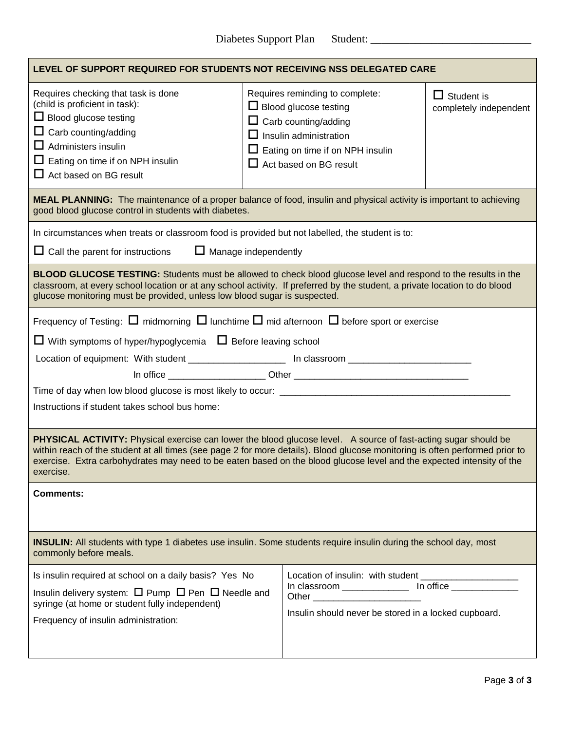Diabetes Support Plan Student: ____________________________

**LEVEL OF SUPPORT REQUIRED FOR STUDENTS NOT RECEIVING NSS DELEGATED CARE**

| Requires checking that task is done (child is proficient in task): | Requires reminding to complete: | ☐ Student is completely independent |
|---|---|---|
| ☐ Blood glucose testing<br>☐ Carb counting/adding<br>☐ Administers insulin<br>☐ Eating on time if on NPH insulin<br>☐ Act based on BG result | ☐ Blood glucose testing<br>☐ Carb counting/adding<br>☐ Insulin administration<br>☐ Eating on time if on NPH insulin<br>☐ Act based on BG result | |

**MEAL PLANNING:** The maintenance of a proper balance of food, insulin and physical activity is important to achieving good blood glucose control in students with diabetes.

In circumstances when treats or classroom food is provided but not labelled, the student is to:

☐ Call the parent for instructions ☐ Manage independently

**BLOOD GLUCOSE TESTING:** Students must be allowed to check blood glucose level and respond to the results in the classroom, at every school location or at any school activity. If preferred by the student, a private location to do blood glucose monitoring must be provided, unless low blood sugar is suspected.

Frequency of Testing: ☐ midmorning ☐ lunchtime ☐ mid afternoon ☐ before sport or exercise

☐ With symptoms of hyper/hypoglycemia ☐ Before leaving school

Location of equipment: With student __________________ In classroom _______________________

In office __________________ Other _________________________________

Time of day when low blood glucose is most likely to occur: _____________________________________________

Instructions if student takes school bus home:

**PHYSICAL ACTIVITY:** Physical exercise can lower the blood glucose level. A source of fast-acting sugar should be within reach of the student at all times (see page 2 for more details). Blood glucose monitoring is often performed prior to exercise. Extra carbohydrates may need to be eaten based on the blood glucose level and the expected intensity of the exercise.

**Comments:**

**INSULIN:** All students with type 1 diabetes use insulin. Some students require insulin during the school day, most commonly before meals.

Is insulin required at school on a daily basis? Yes No

Insulin delivery system: ☐ Pump ☐ Pen ☐ Needle and syringe (at home or student fully independent)

Frequency of insulin administration:

Location of insulin: with student __________________

In classroom ____________ In office ____________

Other ____________________

Insulin should never be stored in a locked cupboard.